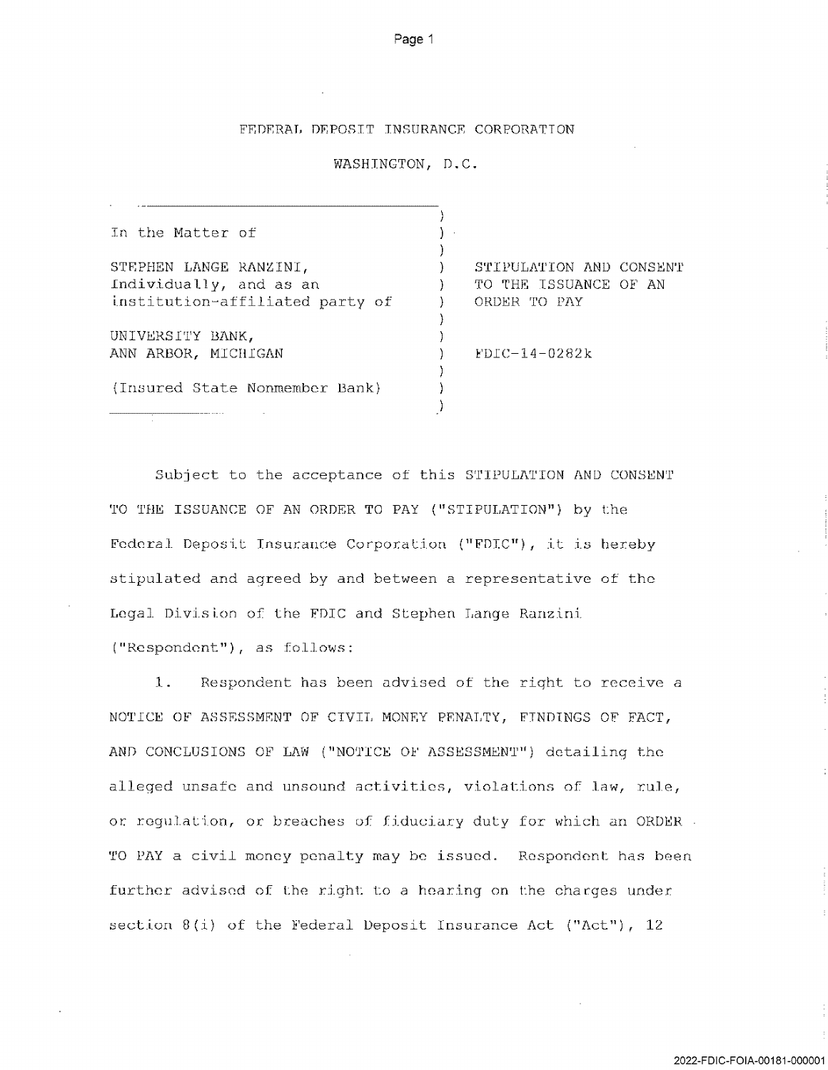FEDERAL DEPOSIT INSURANCE CORPORATION

WASHINGTON, D.C.

| | |
|---|---|
| In the Matter of<br><br>STEPHEN LANGE RANZINI,<br>Individually, and as an<br>institution-affiliated party of<br><br>UNIVERSITY BANK,<br>ANN ARBOR, MICHIGAN<br><br>(Insured State Nonmember Bank) | STIPULATION AND CONSENT<br>TO THE ISSUANCE OF AN<br>ORDER TO PAY<br><br>FDIC-14-0282k |

Subject to the acceptance of this STIPULATION AND CONSENT TO THE ISSUANCE OF AN ORDER TO PAY ("STIPULATION") by the Federal Deposit Insurance Corporation ("FDIC"), it is hereby stipulated and agreed by and between a representative of the Legal Division of the FDIC and Stephen Lange Ranzini ("Respondent"), as follows:

1. Respondent has been advised of the right to receive a NOTICE OF ASSESSMENT OF CIVIL MONEY PENALTY, FINDINGS OF FACT, AND CONCLUSIONS OF LAW ("NOTICE OF ASSESSMENT") detailing the alleged unsafe and unsound activities, violations of law, rule, or regulation, or breaches of fiduciary duty for which an ORDER TO PAY a civil money penalty may be issued. Respondent has been further advised of the right to a hearing on the charges under section 8(i) of the Federal Deposit Insurance Act ("Act"), 12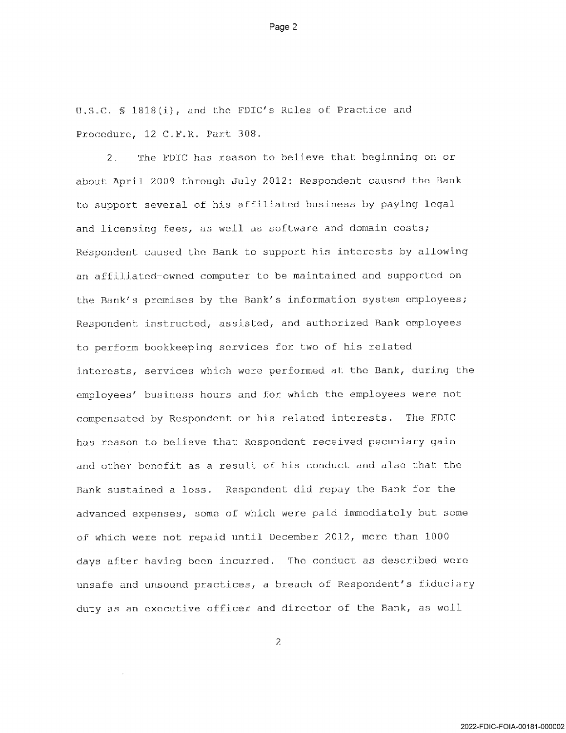U.S.C. § 1818(i), and the FDIC's Rules of Practice and Procedure, 12 C.F.R. Part 308.

2. The FDIC has reason to believe that beginning on or about April 2009 through July 2012: Respondent caused the Bank to support several of his affiliated business by paying legal and licensing fees, as well as software and domain costs; Respondent caused the Bank to support his interests by allowing an affiliated-owned computer to be maintained and supported on the Bank's premises by the Bank's information system employees; Respondent instructed, assisted, and authorized Bank employees to perform bookkeeping services for two of his related interests, services which were performed at the Bank, during the employees' business hours and for which the employees were not compensated by Respondent or his related interests. The FDIC has reason to believe that Respondent received pecuniary gain and other benefit as a result of his conduct and also that the Bank sustained a loss. Respondent did repay the Bank for the advanced expenses, some of which were paid immediately but some of which were not repaid until December 2012, more than 1000 days after having been incurred. The conduct as described were unsafe and unsound practices, a breach of Respondent's fiduciary duty as an executive officer and director of the Bank, as well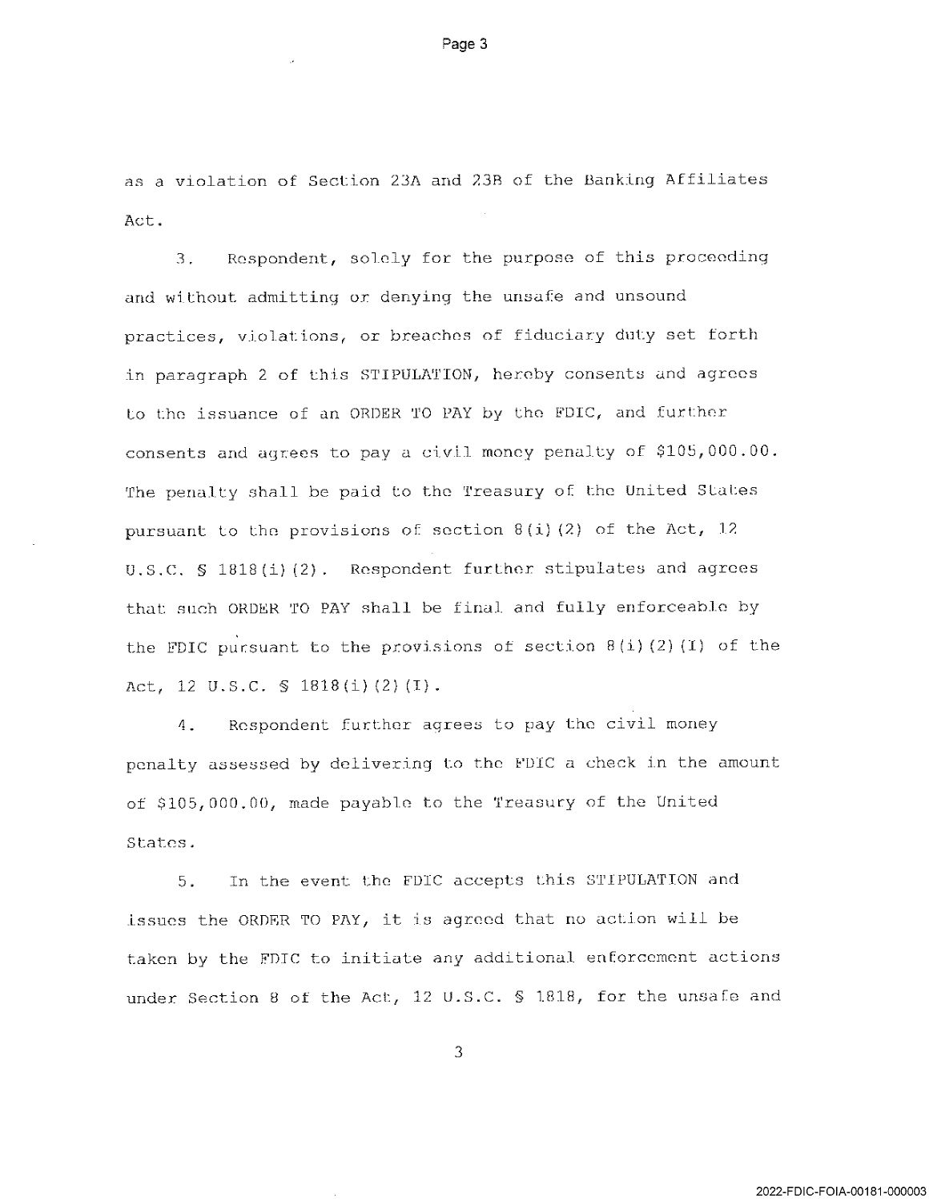as a violation of Section 23A and 23B of the Banking Affiliates Act.

3. Respondent, solely for the purpose of this proceeding and without admitting or denying the unsafe and unsound practices, violations, or breaches of fiduciary duty set forth in paragraph 2 of this STIPULATION, hereby consents and agrees to the issuance of an ORDER TO PAY by the FDIC, and further consents and agrees to pay a civil money penalty of $105,000.00. The penalty shall be paid to the Treasury of the United States pursuant to the provisions of section 8(i)(2) of the Act, 12 U.S.C. § 1818(i)(2). Respondent further stipulates and agrees that such ORDER TO PAY shall be final and fully enforceable by the FDIC pursuant to the provisions of section 8(i)(2)(I) of the Act, 12 U.S.C. § 1818(i)(2)(I).

4. Respondent further agrees to pay the civil money penalty assessed by delivering to the FDIC a check in the amount of $105,000.00, made payable to the Treasury of the United States.

5. In the event the FDIC accepts this STIPULATION and issues the ORDER TO PAY, it is agreed that no action will be taken by the FDIC to initiate any additional enforcement actions under Section 8 of the Act, 12 U.S.C. § 1818, for the unsafe and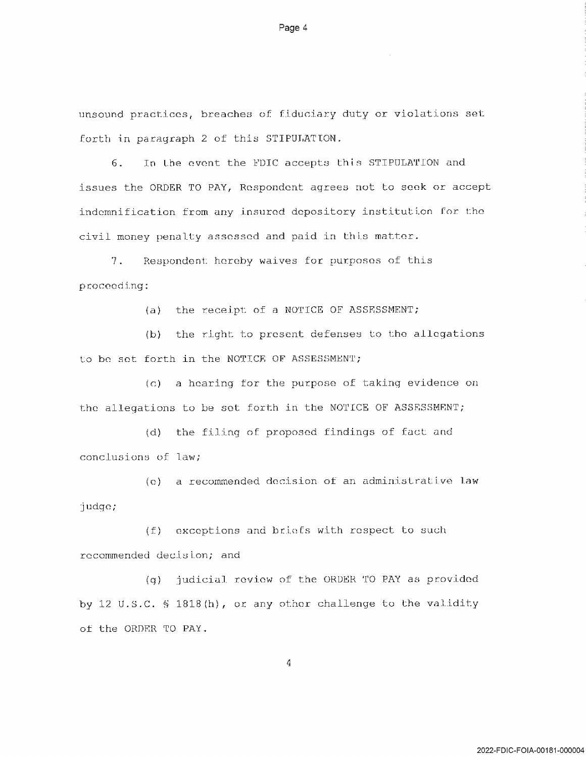unsound practices, breaches of fiduciary duty or violations set forth in paragraph 2 of this STIPULATION.

6. In the event the FDIC accepts this STIPULATION and issues the ORDER TO PAY, Respondent agrees not to seek or accept indemnification from any insured depository institution for the civil money penalty assessed and paid in this matter.

7. Respondent hereby waives for purposes of this proceeding:

(a) the receipt of a NOTICE OF ASSESSMENT;

(b) the right to present defenses to the allegations to be set forth in the NOTICE OF ASSESSMENT;

(c) a hearing for the purpose of taking evidence on the allegations to be set forth in the NOTICE OF ASSESSMENT;

(d) the filing of proposed findings of fact and conclusions of law;

(e) a recommended decision of an administrative law judge;

(f) exceptions and briefs with respect to such recommended decision; and

(g) judicial review of the ORDER TO PAY as provided by 12 U.S.C. § 1818(h), or any other challenge to the validity of the ORDER TO PAY.

2022-FDIC-FOIA-00181-000004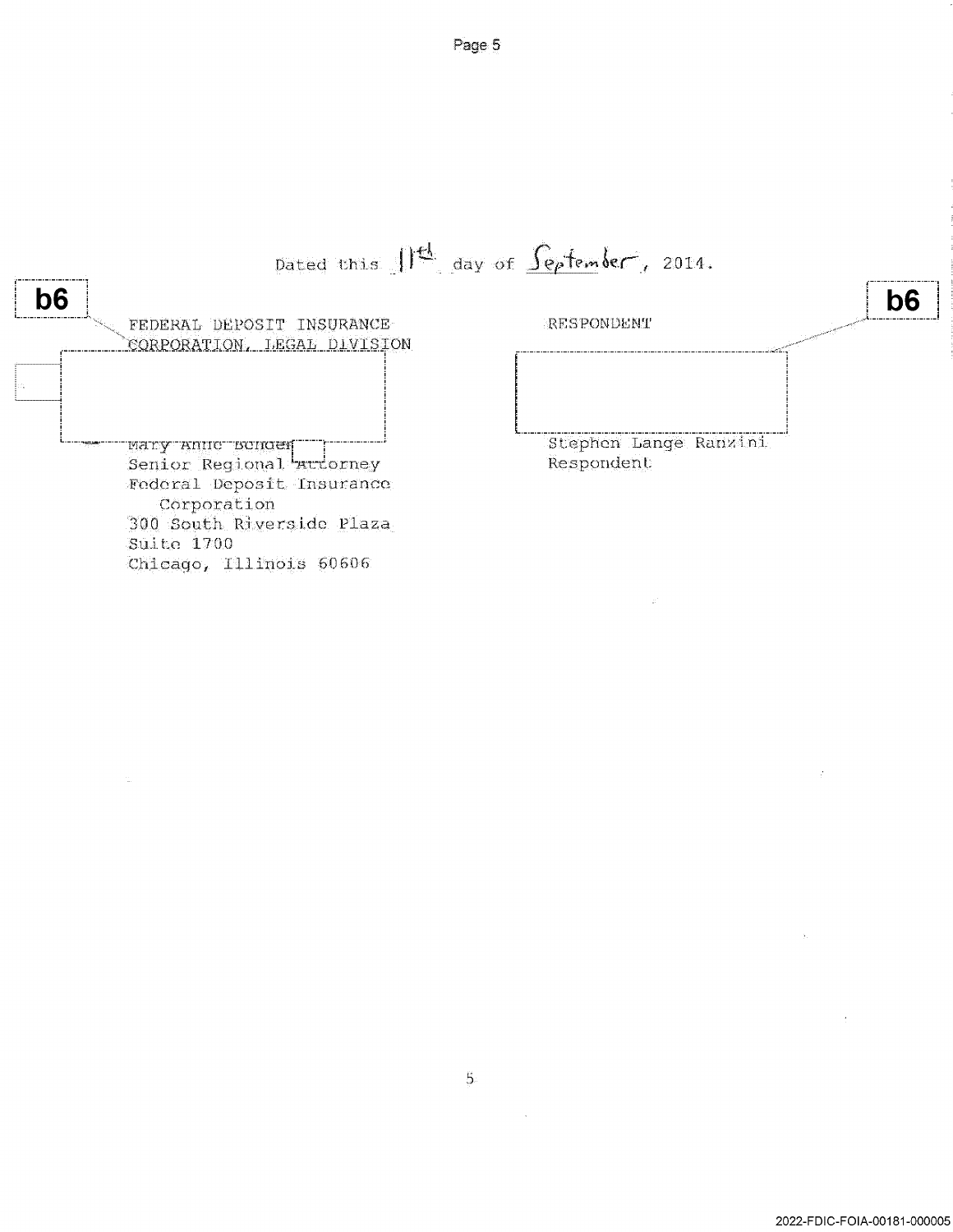Dated this 11th day of September, 2014.

b6

FEDERAL DEPOSIT INSURANCE CORPORATION, LEGAL DIVISION

Mary Anne Bender
Senior Regional Attorney
Federal Deposit Insurance
Corporation
300 South Riverside Plaza
Suite 1700
Chicago, Illinois 60606

b6

RESPONDENT

Stephen Lange Ranzini
Respondent

2022-FDIC-FOIA-00181-000005